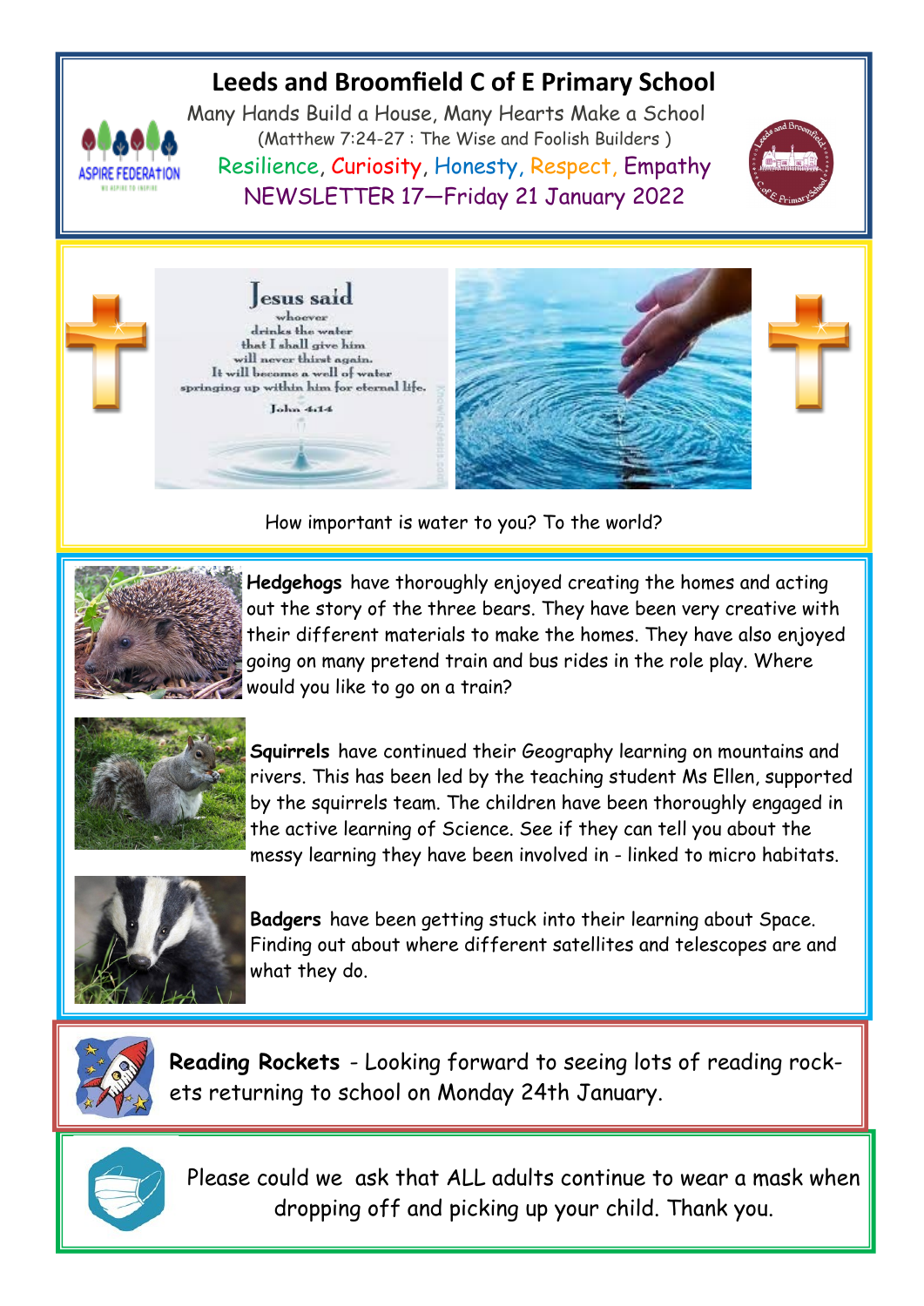# Leeds and Broomfield C of E Primary School

Many Hands Build a House, Many Hearts Make a School

(Matthew 7:24-27 : The Wise and Foolish Builders )

Resilience, Curiosity, Honesty, Respect, Empathy

NEWSLETTER 17—Friday 21 January 2022

Jesus said whoever drinks the water that I shall give him will never thirst again. It will become a well of water springing up within him for eternal life. John 4:14

How important is water to you? To the world?

**Hedgehogs** have thoroughly enjoyed creating the homes and acting out the story of the three bears. They have been very creative with their different materials to make the homes. They have also enjoyed going on many pretend train and bus rides in the role play. Where would you like to go on a train?

**Squirrels** have continued their Geography learning on mountains and rivers. This has been led by the teaching student Ms Ellen, supported by the squirrels team. The children have been thoroughly engaged in the active learning of Science. See if they can tell you about the messy learning they have been involved in - linked to micro habitats.

**Badgers** have been getting stuck into their learning about Space. Finding out about where different satellites and telescopes are and what they do.

**Reading Rockets** - Looking forward to seeing lots of reading rockets returning to school on Monday 24th January.

Please could we ask that ALL adults continue to wear a mask when dropping off and picking up your child. Thank you.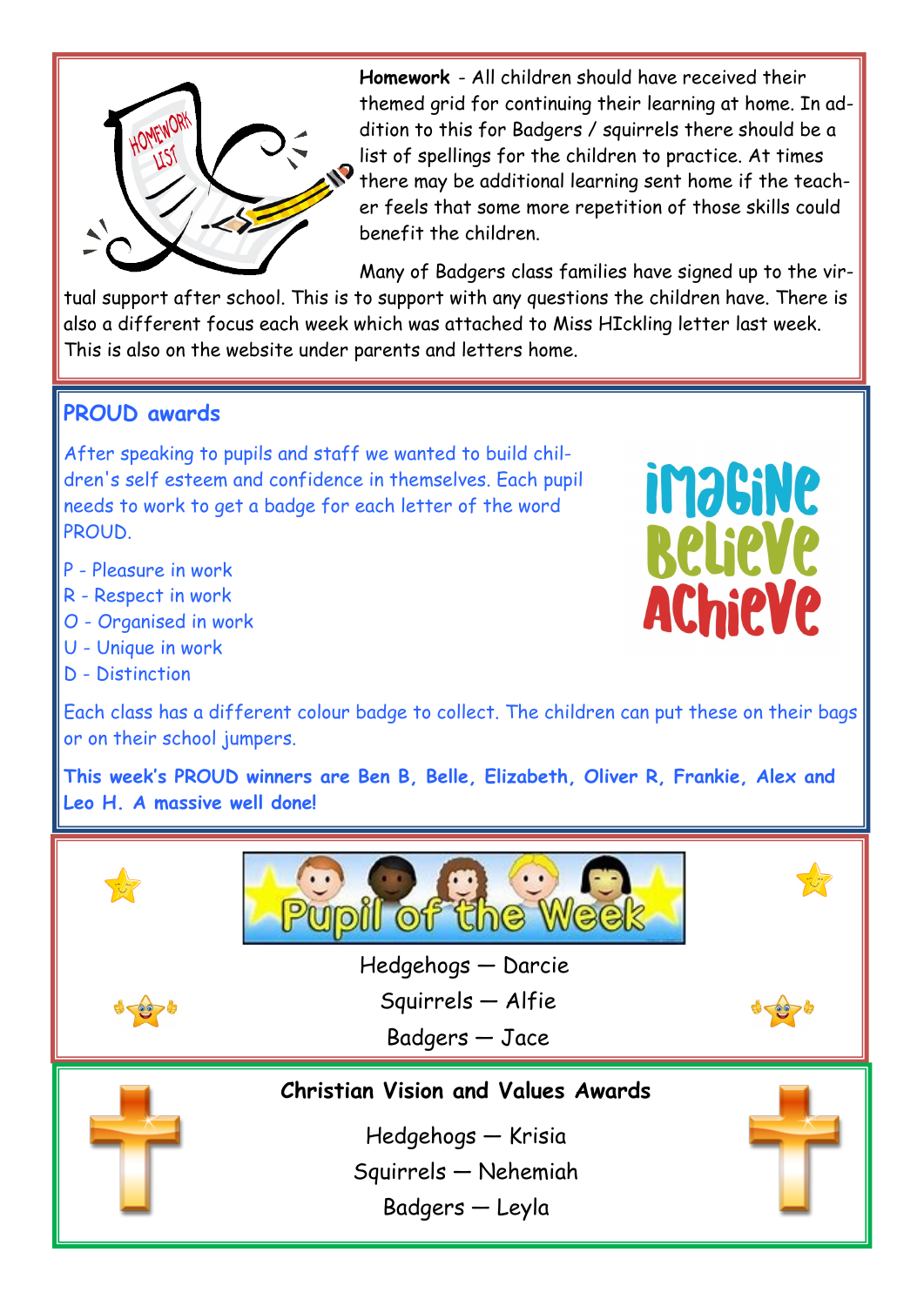**Homework** - All children should have received their themed grid for continuing their learning at home. In addition to this for Badgers / squirrels there should be a list of spellings for the children to practice. At times there may be additional learning sent home if the teacher feels that some more repetition of those skills could benefit the children.

Many of Badgers class families have signed up to the virtual support after school. This is to support with any questions the children have. There is also a different focus each week which was attached to Miss HIckling letter last week. This is also on the website under parents and letters home.

## PROUD awards

After speaking to pupils and staff we wanted to build children's self esteem and confidence in themselves. Each pupil needs to work to get a badge for each letter of the word PROUD.

P - Pleasure in work
R - Respect in work
O - Organised in work
U - Unique in work
D - Distinction

Each class has a different colour badge to collect. The children can put these on their bags or on their school jumpers.

**This week's PROUD winners are Ben B, Belle, Elizabeth, Oliver R, Frankie, Alex and Leo H. A massive well done!**

## Pupil of the Week

Hedgehogs — Darcie
Squirrels — Alfie
Badgers — Jace

## Christian Vision and Values Awards

Hedgehogs — Krisia
Squirrels — Nehemiah
Badgers — Leyla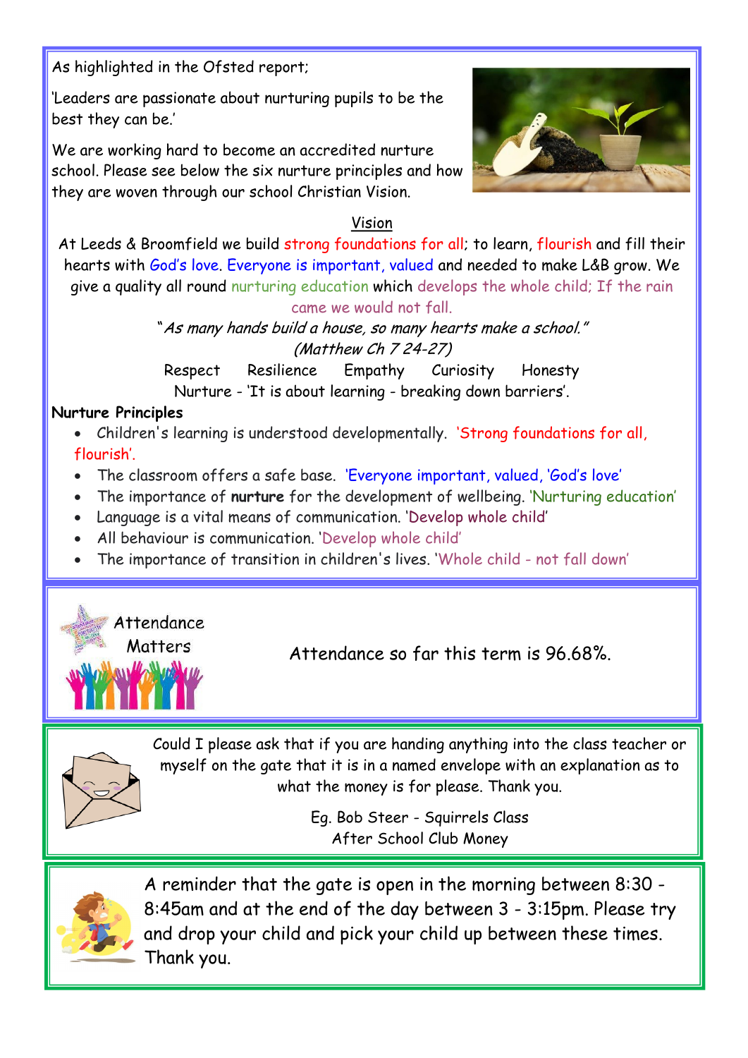As highlighted in the Ofsted report;

'Leaders are passionate about nurturing pupils to be the best they can be.'

We are working hard to become an accredited nurture school. Please see below the six nurture principles and how they are woven through our school Christian Vision.

## Vision

At Leeds & Broomfield we build strong foundations for all; to learn, flourish and fill their hearts with God's love. Everyone is important, valued and needed to make L&B grow. We give a quality all round nurturing education which develops the whole child; If the rain came we would not fall.

*"As many hands build a house, so many hearts make a school."*
*(Matthew Ch 7 24-27)*

Respect Resilience Empathy Curiosity Honesty

Nurture - 'It is about learning - breaking down barriers'.

**Nurture Principles**

- Children's learning is understood developmentally. 'Strong foundations for all, flourish'.
- The classroom offers a safe base. 'Everyone important, valued, 'God's love'
- The importance of **nurture** for the development of wellbeing. 'Nurturing education'
- Language is a vital means of communication. 'Develop whole child'
- All behaviour is communication. 'Develop whole child'
- The importance of transition in children's lives. 'Whole child - not fall down'

## Attendance Matters

Attendance so far this term is 96.68%.

Could I please ask that if you are handing anything into the class teacher or myself on the gate that it is in a named envelope with an explanation as to what the money is for please. Thank you.

Eg. Bob Steer - Squirrels Class
After School Club Money

A reminder that the gate is open in the morning between 8:30 - 8:45am and at the end of the day between 3 - 3:15pm. Please try and drop your child and pick your child up between these times. Thank you.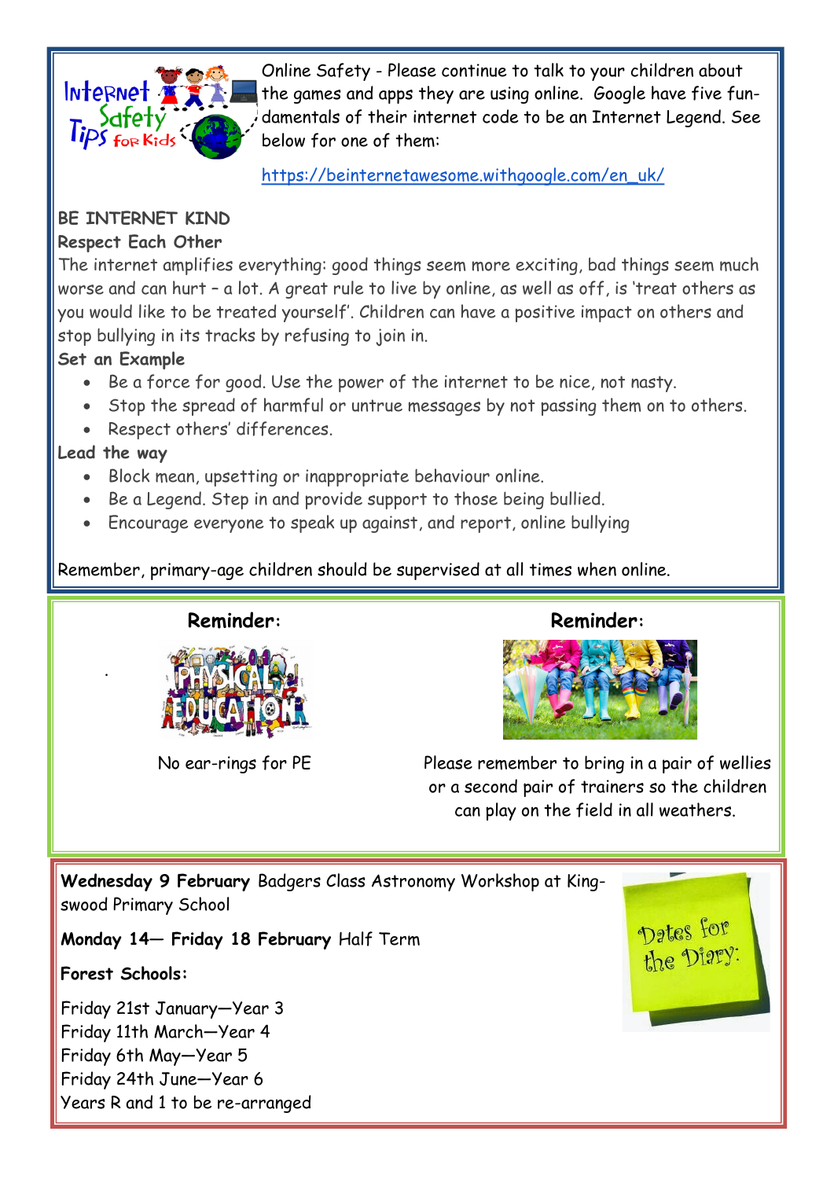Online Safety - Please continue to talk to your children about the games and apps they are using online. Google have five fundamentals of their internet code to be an Internet Legend. See below for one of them:

https://beinternetawesome.withgoogle.com/en_uk/

**BE INTERNET KIND**

**Respect Each Other**

The internet amplifies everything: good things seem more exciting, bad things seem much worse and can hurt – a lot. A great rule to live by online, as well as off, is 'treat others as you would like to be treated yourself'. Children can have a positive impact on others and stop bullying in its tracks by refusing to join in.

**Set an Example**

- Be a force for good. Use the power of the internet to be nice, not nasty.
- Stop the spread of harmful or untrue messages by not passing them on to others.
- Respect others' differences.

**Lead the way**

- Block mean, upsetting or inappropriate behaviour online.
- Be a Legend. Step in and provide support to those being bullied.
- Encourage everyone to speak up against, and report, online bullying

Remember, primary-age children should be supervised at all times when online.

**Reminder:**

No ear-rings for PE

**Reminder:**

Please remember to bring in a pair of wellies or a second pair of trainers so the children can play on the field in all weathers.

Dates for the Diary:

**Wednesday 9 February** Badgers Class Astronomy Workshop at Kingswood Primary School

**Monday 14— Friday 18 February** Half Term

**Forest Schools:**

Friday 21st January—Year 3
Friday 11th March—Year 4
Friday 6th May—Year 5
Friday 24th June—Year 6
Years R and 1 to be re-arranged